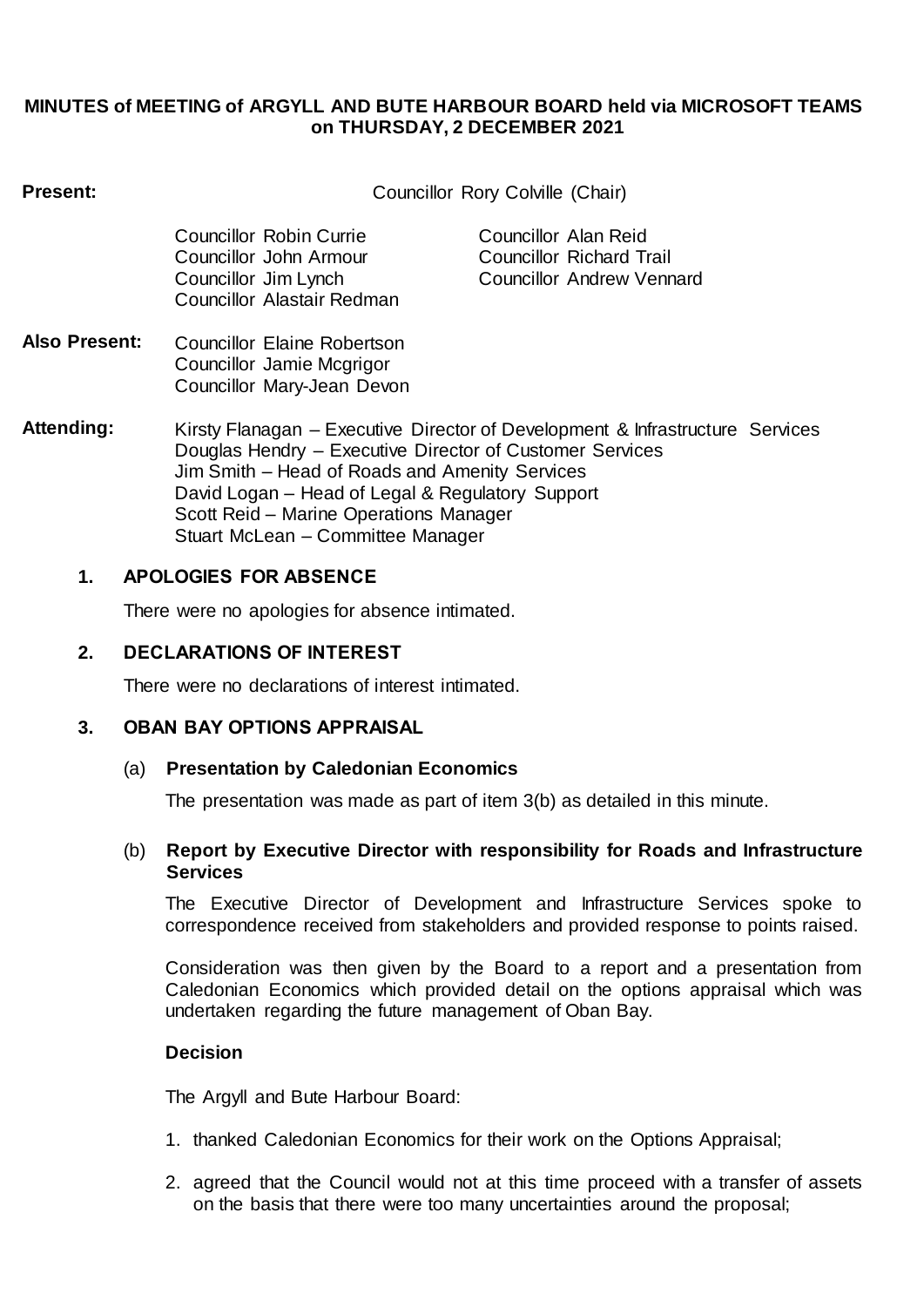**MINUTES of MEETING of ARGYLL AND BUTE HARBOUR BOARD held via MICROSOFT TEAMS on THURSDAY, 2 DECEMBER 2021**

**Present:** Councillor Rory Colville (Chair)

Councillor Robin Currie
Councillor John Armour
Councillor Jim Lynch
Councillor Alastair Redman
Councillor Alan Reid
Councillor Richard Trail
Councillor Andrew Vennard

**Also Present:** Councillor Elaine Robertson
Councillor Jamie Mcgrigor
Councillor Mary-Jean Devon

**Attending:** Kirsty Flanagan – Executive Director of Development & Infrastructure Services
Douglas Hendry – Executive Director of Customer Services
Jim Smith – Head of Roads and Amenity Services
David Logan – Head of Legal & Regulatory Support
Scott Reid – Marine Operations Manager
Stuart McLean – Committee Manager

## 1. APOLOGIES FOR ABSENCE

There were no apologies for absence intimated.

## 2. DECLARATIONS OF INTEREST

There were no declarations of interest intimated.

## 3. OBAN BAY OPTIONS APPRAISAL

### (a) Presentation by Caledonian Economics

The presentation was made as part of item 3(b) as detailed in this minute.

### (b) Report by Executive Director with responsibility for Roads and Infrastructure Services

The Executive Director of Development and Infrastructure Services spoke to correspondence received from stakeholders and provided response to points raised.

Consideration was then given by the Board to a report and a presentation from Caledonian Economics which provided detail on the options appraisal which was undertaken regarding the future management of Oban Bay.

**Decision**

The Argyll and Bute Harbour Board:

1. thanked Caledonian Economics for their work on the Options Appraisal;
2. agreed that the Council would not at this time proceed with a transfer of assets on the basis that there were too many uncertainties around the proposal;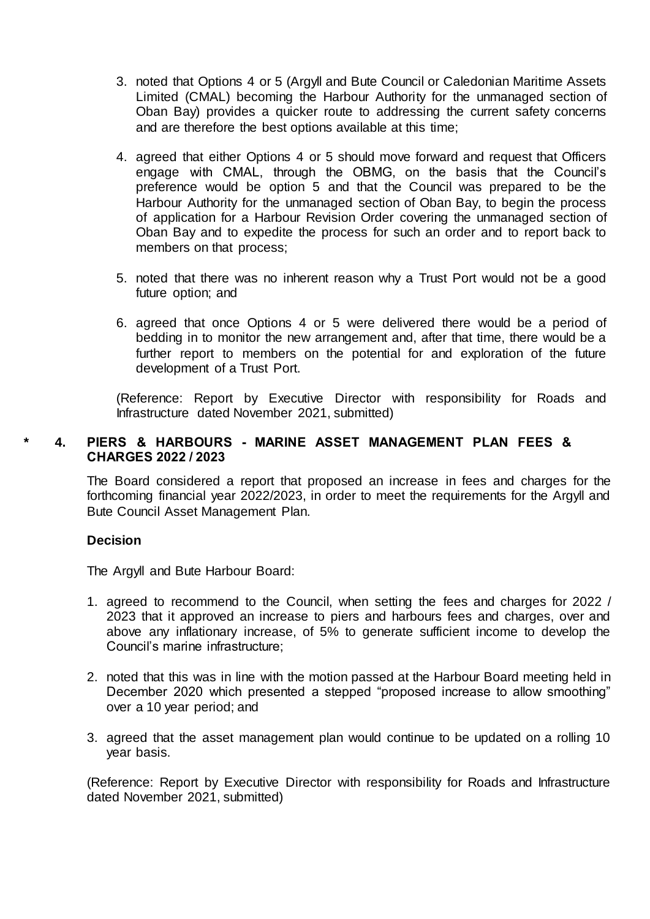3. noted that Options 4 or 5 (Argyll and Bute Council or Caledonian Maritime Assets Limited (CMAL) becoming the Harbour Authority for the unmanaged section of Oban Bay) provides a quicker route to addressing the current safety concerns and are therefore the best options available at this time;

4. agreed that either Options 4 or 5 should move forward and request that Officers engage with CMAL, through the OBMG, on the basis that the Council's preference would be option 5 and that the Council was prepared to be the Harbour Authority for the unmanaged section of Oban Bay, to begin the process of application for a Harbour Revision Order covering the unmanaged section of Oban Bay and to expedite the process for such an order and to report back to members on that process;

5. noted that there was no inherent reason why a Trust Port would not be a good future option; and

6. agreed that once Options 4 or 5 were delivered there would be a period of bedding in to monitor the new arrangement and, after that time, there would be a further report to members on the potential for and exploration of the future development of a Trust Port.

(Reference: Report by Executive Director with responsibility for Roads and Infrastructure dated November 2021, submitted)

## * 4. PIERS & HARBOURS - MARINE ASSET MANAGEMENT PLAN FEES & CHARGES 2022 / 2023

The Board considered a report that proposed an increase in fees and charges for the forthcoming financial year 2022/2023, in order to meet the requirements for the Argyll and Bute Council Asset Management Plan.

**Decision**

The Argyll and Bute Harbour Board:

1. agreed to recommend to the Council, when setting the fees and charges for 2022 / 2023 that it approved an increase to piers and harbours fees and charges, over and above any inflationary increase, of 5% to generate sufficient income to develop the Council's marine infrastructure;

2. noted that this was in line with the motion passed at the Harbour Board meeting held in December 2020 which presented a stepped "proposed increase to allow smoothing" over a 10 year period; and

3. agreed that the asset management plan would continue to be updated on a rolling 10 year basis.

(Reference: Report by Executive Director with responsibility for Roads and Infrastructure dated November 2021, submitted)